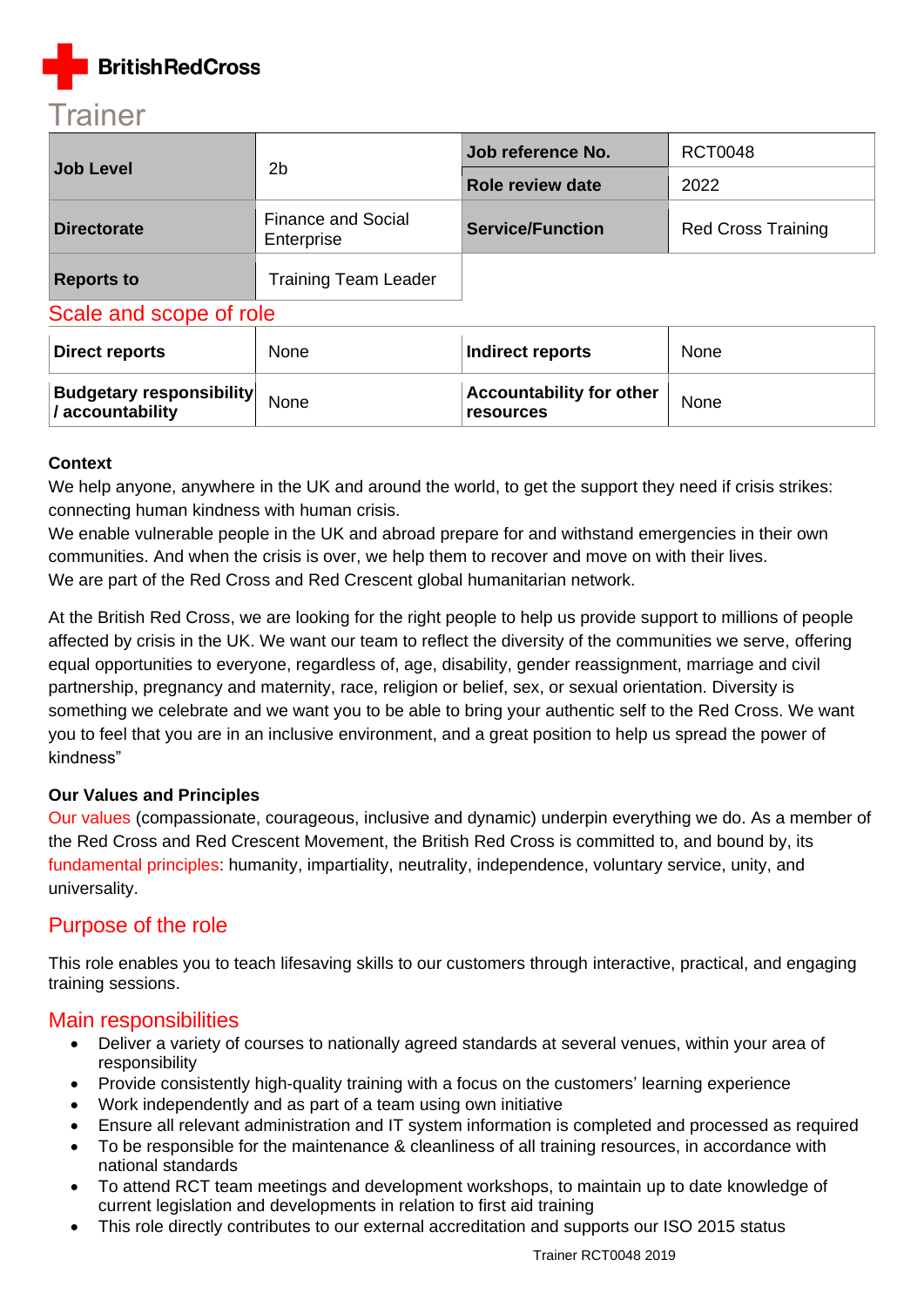BritishRedCross

# Trainer

| Job Level | 2b | Job reference No. | RCT0048 |
|---|---|---|---|
| | | Role review date | 2022 |
| Directorate | Finance and Social Enterprise | Service/Function | Red Cross Training |
| Reports to | Training Team Leader | | |

## Scale and scope of role

| Direct reports | None | Indirect reports | None |
|---|---|---|---|
| Budgetary responsibility / accountability | None | Accountability for other resources | None |

**Context**

We help anyone, anywhere in the UK and around the world, to get the support they need if crisis strikes: connecting human kindness with human crisis.
We enable vulnerable people in the UK and abroad prepare for and withstand emergencies in their own communities. And when the crisis is over, we help them to recover and move on with their lives.
We are part of the Red Cross and Red Crescent global humanitarian network.

At the British Red Cross, we are looking for the right people to help us provide support to millions of people affected by crisis in the UK. We want our team to reflect the diversity of the communities we serve, offering equal opportunities to everyone, regardless of, age, disability, gender reassignment, marriage and civil partnership, pregnancy and maternity, race, religion or belief, sex, or sexual orientation. Diversity is something we celebrate and we want you to be able to bring your authentic self to the Red Cross. We want you to feel that you are in an inclusive environment, and a great position to help us spread the power of kindness"

**Our Values and Principles**

Our values (compassionate, courageous, inclusive and dynamic) underpin everything we do. As a member of the Red Cross and Red Crescent Movement, the British Red Cross is committed to, and bound by, its fundamental principles: humanity, impartiality, neutrality, independence, voluntary service, unity, and universality.

## Purpose of the role

This role enables you to teach lifesaving skills to our customers through interactive, practical, and engaging training sessions.

## Main responsibilities

- Deliver a variety of courses to nationally agreed standards at several venues, within your area of responsibility
- Provide consistently high-quality training with a focus on the customers' learning experience
- Work independently and as part of a team using own initiative
- Ensure all relevant administration and IT system information is completed and processed as required
- To be responsible for the maintenance & cleanliness of all training resources, in accordance with national standards
- To attend RCT team meetings and development workshops, to maintain up to date knowledge of current legislation and developments in relation to first aid training
- This role directly contributes to our external accreditation and supports our ISO 2015 status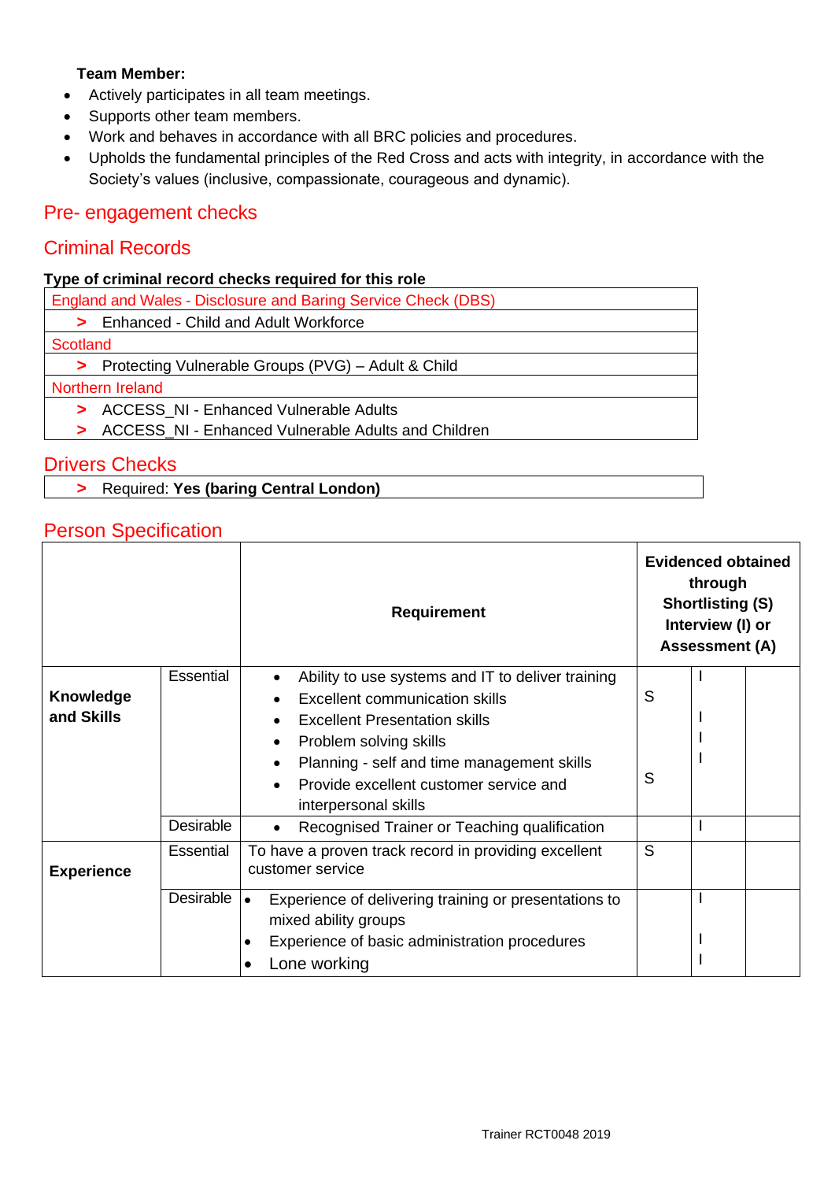**Team Member:**

- Actively participates in all team meetings.
- Supports other team members.
- Work and behaves in accordance with all BRC policies and procedures.
- Upholds the fundamental principles of the Red Cross and acts with integrity, in accordance with the Society's values (inclusive, compassionate, courageous and dynamic).

## Pre- engagement checks

## Criminal Records

**Type of criminal record checks required for this role**

| England and Wales - Disclosure and Baring Service Check (DBS) |
|---|
| > Enhanced - Child and Adult Workforce |
| Scotland |
| > Protecting Vulnerable Groups (PVG) – Adult & Child |
| Northern Ireland |
| > ACCESS_NI - Enhanced Vulnerable Adults<br>> ACCESS_NI - Enhanced Vulnerable Adults and Children |

## Drivers Checks

| > Required: **Yes (baring Central London)** |
|---|

## Person Specification

| | | Requirement | Evidenced obtained through Shortlisting (S) Interview (I) or Assessment (A) | | |
|---|---|---|---|---|---|
| **Knowledge and Skills** | Essential | • Ability to use systems and IT to deliver training<br>• Excellent communication skills<br>• Excellent Presentation skills<br>• Problem solving skills<br>• Planning - self and time management skills<br>• Provide excellent customer service and interpersonal skills | <br>S<br><br><br><br>S | I<br><br>I<br>I<br>I | |
| | Desirable | • Recognised Trainer or Teaching qualification | | I | |
| **Experience** | Essential | To have a proven track record in providing excellent customer service | S | | |
| | Desirable | • Experience of delivering training or presentations to mixed ability groups<br>• Experience of basic administration procedures<br>• Lone working | | I<br><br>I<br>I | |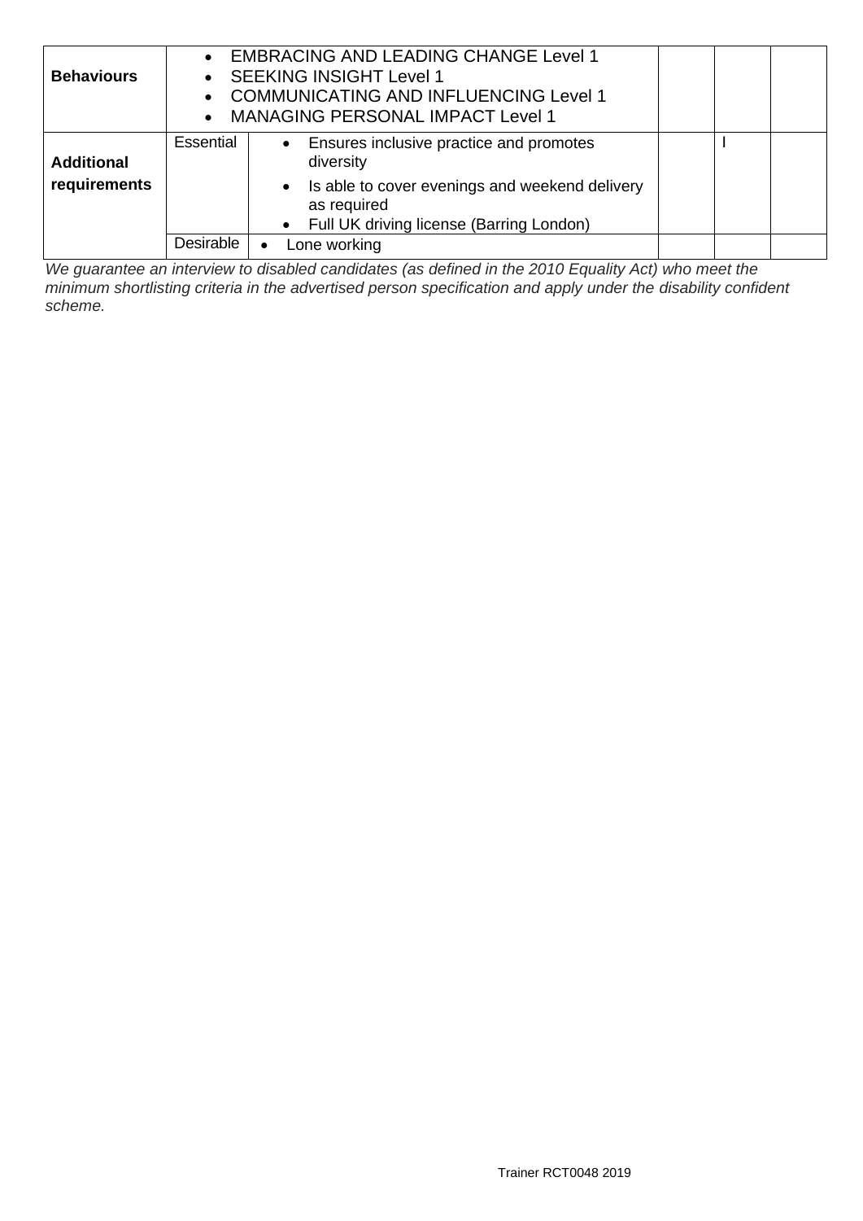| | | | | | |
|---|---|---|---|---|---|
| **Behaviours** | • EMBRACING AND LEADING CHANGE Level 1<br>• SEEKING INSIGHT Level 1<br>• COMMUNICATING AND INFLUENCING Level 1<br>• MANAGING PERSONAL IMPACT Level 1 | | | | |
| **Additional requirements** | Essential | • Ensures inclusive practice and promotes diversity<br>• Is able to cover evenings and weekend delivery as required<br>• Full UK driving license (Barring London) | | I | |
| | Desirable | • Lone working | | | |

*We guarantee an interview to disabled candidates (as defined in the 2010 Equality Act) who meet the minimum shortlisting criteria in the advertised person specification and apply under the disability confident scheme.*